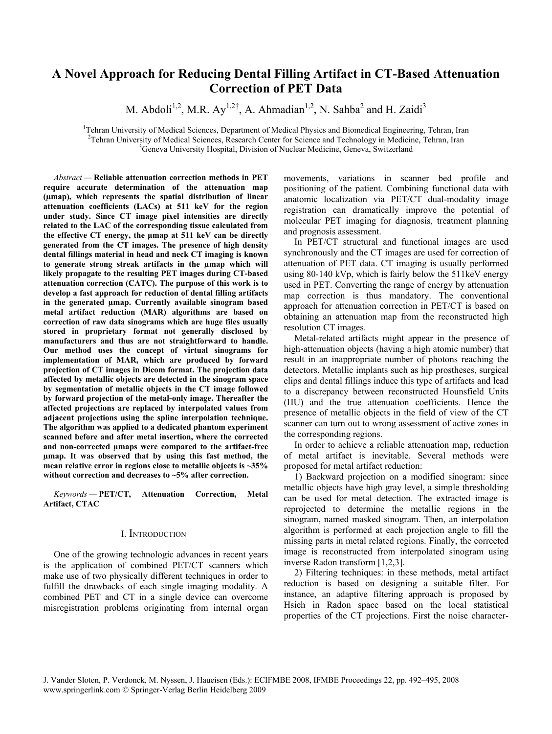# A Novel Approach for Reducing Dental Filling Artifact in CT-Based Attenuation Correction of PET Data

M. Abdoli[1,2], M.R. Ay[1,2†], A. Ahmadian[1,2], N. Sahba[2] and H. Zaidi[3]

[1]Tehran University of Medical Sciences, Department of Medical Physics and Biomedical Engineering, Tehran, Iran
[2]Tehran University of Medical Sciences, Research Center for Science and Technology in Medicine, Tehran, Iran
[3]Geneva University Hospital, Division of Nuclear Medicine, Geneva, Switzerland

*Abstract* — **Reliable attenuation correction methods in PET require accurate determination of the attenuation map (µmap), which represents the spatial distribution of linear attenuation coefficients (LACs) at 511 keV for the region under study. Since CT image pixel intensities are directly related to the LAC of the corresponding tissue calculated from the effective CT energy, the µmap at 511 keV can be directly generated from the CT images. The presence of high density dental fillings material in head and neck CT imaging is known to generate strong streak artifacts in the µmap which will likely propagate to the resulting PET images during CT-based attenuation correction (CATC). The purpose of this work is to develop a fast approach for reduction of dental filling artifacts in the generated µmap. Currently available sinogram based metal artifact reduction (MAR) algorithms are based on correction of raw data sinograms which are huge files usually stored in proprietary format not generally disclosed by manufacturers and thus are not straightforward to handle. Our method uses the concept of virtual sinograms for implementation of MAR, which are produced by forward projection of CT images in Dicom format. The projection data affected by metallic objects are detected in the sinogram space by segmentation of metallic objects in the CT image followed by forward projection of the metal-only image. Thereafter the affected projections are replaced by interpolated values from adjacent projections using the spline interpolation technique. The algorithm was applied to a dedicated phantom experiment scanned before and after metal insertion, where the corrected and non-corrected µmaps were compared to the artifact-free µmap. It was observed that by using this fast method, the mean relative error in regions close to metallic objects is ~35% without correction and decreases to ~5% after correction.**

*Keywords* — **PET/CT, Attenuation Correction, Metal Artifact, CTAC**

## I. Introduction

One of the growing technologic advances in recent years is the application of combined PET/CT scanners which make use of two physically different techniques in order to fulfill the drawbacks of each single imaging modality. A combined PET and CT in a single device can overcome misregistration problems originating from internal organ movements, variations in scanner bed profile and positioning of the patient. Combining functional data with anatomic localization via PET/CT dual-modality image registration can dramatically improve the potential of molecular PET imaging for diagnosis, treatment planning and prognosis assessment.

In PET/CT structural and functional images are used synchronously and the CT images are used for correction of attenuation of PET data. CT imaging is usually performed using 80-140 kVp, which is fairly below the 511keV energy used in PET. Converting the range of energy by attenuation map correction is thus mandatory. The conventional approach for attenuation correction in PET/CT is based on obtaining an attenuation map from the reconstructed high resolution CT images.

Metal-related artifacts might appear in the presence of high-attenuation objects (having a high atomic number) that result in an inappropriate number of photons reaching the detectors. Metallic implants such as hip prostheses, surgical clips and dental fillings induce this type of artifacts and lead to a discrepancy between reconstructed Hounsfield Units (HU) and the true attenuation coefficients. Hence the presence of metallic objects in the field of view of the CT scanner can turn out to wrong assessment of active zones in the corresponding regions.

In order to achieve a reliable attenuation map, reduction of metal artifact is inevitable. Several methods were proposed for metal artifact reduction:

1) Backward projection on a modified sinogram: since metallic objects have high gray level, a simple thresholding can be used for metal detection. The extracted image is reprojected to determine the metallic regions in the sinogram, named masked sinogram. Then, an interpolation algorithm is performed at each projection angle to fill the missing parts in metal related regions. Finally, the corrected image is reconstructed from interpolated sinogram using inverse Radon transform [1,2,3].

2) Filtering techniques: in these methods, metal artifact reduction is based on designing a suitable filter. For instance, an adaptive filtering approach is proposed by Hsieh in Radon space based on the local statistical properties of the CT projections. First the noise character-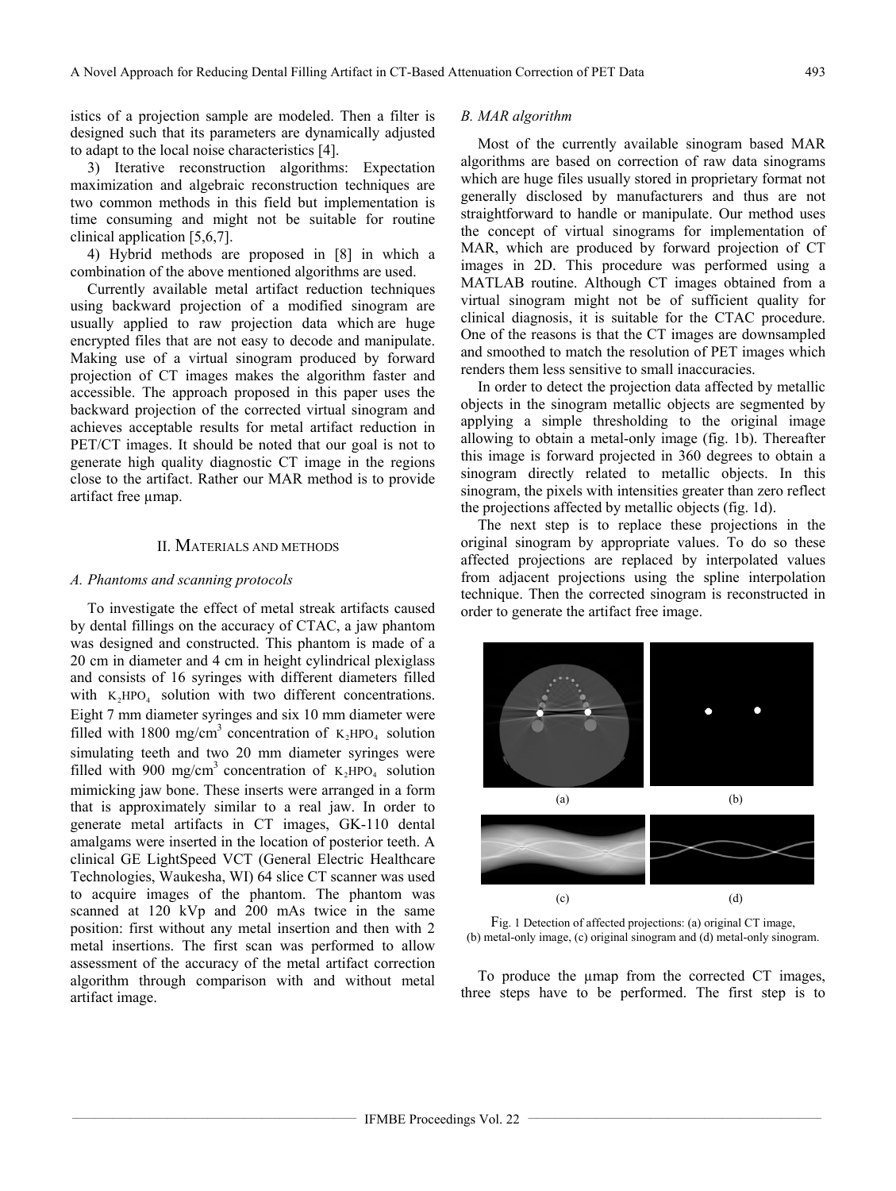istics of a projection sample are modeled. Then a filter is designed such that its parameters are dynamically adjusted to adapt to the local noise characteristics [4].

3) Iterative reconstruction algorithms: Expectation maximization and algebraic reconstruction techniques are two common methods in this field but implementation is time consuming and might not be suitable for routine clinical application [5,6,7].

4) Hybrid methods are proposed in [8] in which a combination of the above mentioned algorithms are used.

Currently available metal artifact reduction techniques using backward projection of a modified sinogram are usually applied to raw projection data which are huge encrypted files that are not easy to decode and manipulate. Making use of a virtual sinogram produced by forward projection of CT images makes the algorithm faster and accessible. The approach proposed in this paper uses the backward projection of the corrected virtual sinogram and achieves acceptable results for metal artifact reduction in PET/CT images. It should be noted that our goal is not to generate high quality diagnostic CT image in the regions close to the artifact. Rather our MAR method is to provide artifact free μmap.

## II. Materials and methods

### A. Phantoms and scanning protocols

To investigate the effect of metal streak artifacts caused by dental fillings on the accuracy of CTAC, a jaw phantom was designed and constructed. This phantom is made of a 20 cm in diameter and 4 cm in height cylindrical plexiglass and consists of 16 syringes with different diameters filled with $K_2HPO_4$ solution with two different concentrations. Eight 7 mm diameter syringes and six 10 mm diameter were filled with 1800 mg/cm$^3$ concentration of $K_2HPO_4$ solution simulating teeth and two 20 mm diameter syringes were filled with 900 mg/cm$^3$ concentration of $K_2HPO_4$ solution mimicking jaw bone. These inserts were arranged in a form that is approximately similar to a real jaw. In order to generate metal artifacts in CT images, GK-110 dental amalgams were inserted in the location of posterior teeth. A clinical GE LightSpeed VCT (General Electric Healthcare Technologies, Waukesha, WI) 64 slice CT scanner was used to acquire images of the phantom. The phantom was scanned at 120 kVp and 200 mAs twice in the same position: first without any metal insertion and then with 2 metal insertions. The first scan was performed to allow assessment of the accuracy of the metal artifact correction algorithm through comparison with and without metal artifact image.

### B. MAR algorithm

Most of the currently available sinogram based MAR algorithms are based on correction of raw data sinograms which are huge files usually stored in proprietary format not generally disclosed by manufacturers and thus are not straightforward to handle or manipulate. Our method uses the concept of virtual sinograms for implementation of MAR, which are produced by forward projection of CT images in 2D. This procedure was performed using a MATLAB routine. Although CT images obtained from a virtual sinogram might not be of sufficient quality for clinical diagnosis, it is suitable for the CTAC procedure. One of the reasons is that the CT images are downsampled and smoothed to match the resolution of PET images which renders them less sensitive to small inaccuracies.

In order to detect the projection data affected by metallic objects in the sinogram metallic objects are segmented by applying a simple thresholding to the original image allowing to obtain a metal-only image (fig. 1b). Thereafter this image is forward projected in 360 degrees to obtain a sinogram directly related to metallic objects. In this sinogram, the pixels with intensities greater than zero reflect the projections affected by metallic objects (fig. 1d).

The next step is to replace these projections in the original sinogram by appropriate values. To do so these affected projections are replaced by interpolated values from adjacent projections using the spline interpolation technique. Then the corrected sinogram is reconstructed in order to generate the artifact free image.

(a) (b)

(c) (d)

Fig. 1 Detection of affected projections: (a) original CT image, (b) metal-only image, (c) original sinogram and (d) metal-only sinogram.

To produce the μmap from the corrected CT images, three steps have to be performed. The first step is to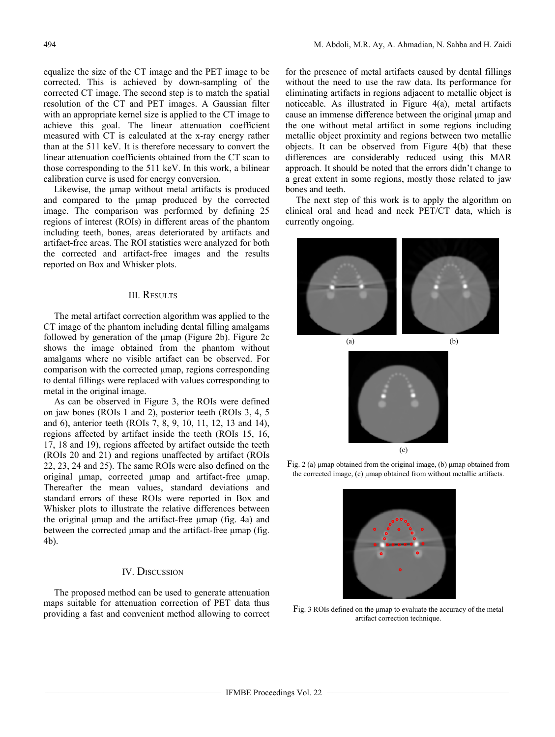equalize the size of the CT image and the PET image to be corrected. This is achieved by down-sampling of the corrected CT image. The second step is to match the spatial resolution of the CT and PET images. A Gaussian filter with an appropriate kernel size is applied to the CT image to achieve this goal. The linear attenuation coefficient measured with CT is calculated at the x-ray energy rather than at the 511 keV. It is therefore necessary to convert the linear attenuation coefficients obtained from the CT scan to those corresponding to the 511 keV. In this work, a bilinear calibration curve is used for energy conversion.

Likewise, the µmap without metal artifacts is produced and compared to the µmap produced by the corrected image. The comparison was performed by defining 25 regions of interest (ROIs) in different areas of the phantom including teeth, bones, areas deteriorated by artifacts and artifact-free areas. The ROI statistics were analyzed for both the corrected and artifact-free images and the results reported on Box and Whisker plots.

## III. Results

The metal artifact correction algorithm was applied to the CT image of the phantom including dental filling amalgams followed by generation of the µmap (Figure 2b). Figure 2c shows the image obtained from the phantom without amalgams where no visible artifact can be observed. For comparison with the corrected µmap, regions corresponding to dental fillings were replaced with values corresponding to metal in the original image.

As can be observed in Figure 3, the ROIs were defined on jaw bones (ROIs 1 and 2), posterior teeth (ROIs 3, 4, 5 and 6), anterior teeth (ROIs 7, 8, 9, 10, 11, 12, 13 and 14), regions affected by artifact inside the teeth (ROIs 15, 16, 17, 18 and 19), regions affected by artifact outside the teeth (ROIs 20 and 21) and regions unaffected by artifact (ROIs 22, 23, 24 and 25). The same ROIs were also defined on the original µmap, corrected µmap and artifact-free µmap. Thereafter the mean values, standard deviations and standard errors of these ROIs were reported in Box and Whisker plots to illustrate the relative differences between the original µmap and the artifact-free µmap (fig. 4a) and between the corrected µmap and the artifact-free µmap (fig. 4b).

## IV. Discussion

The proposed method can be used to generate attenuation maps suitable for attenuation correction of PET data thus providing a fast and convenient method allowing to correct for the presence of metal artifacts caused by dental fillings without the need to use the raw data. Its performance for eliminating artifacts in regions adjacent to metallic object is noticeable. As illustrated in Figure 4(a), metal artifacts cause an immense difference between the original µmap and the one without metal artifact in some regions including metallic object proximity and regions between two metallic objects. It can be observed from Figure 4(b) that these differences are considerably reduced using this MAR approach. It should be noted that the errors didn't change to a great extent in some regions, mostly those related to jaw bones and teeth.

The next step of this work is to apply the algorithm on clinical oral and head and neck PET/CT data, which is currently ongoing.

(a) (b)

(c)

Fig. 2 (a) µmap obtained from the original image, (b) µmap obtained from the corrected image, (c) µmap obtained from without metallic artifacts.

Fig. 3 ROIs defined on the µmap to evaluate the accuracy of the metal artifact correction technique.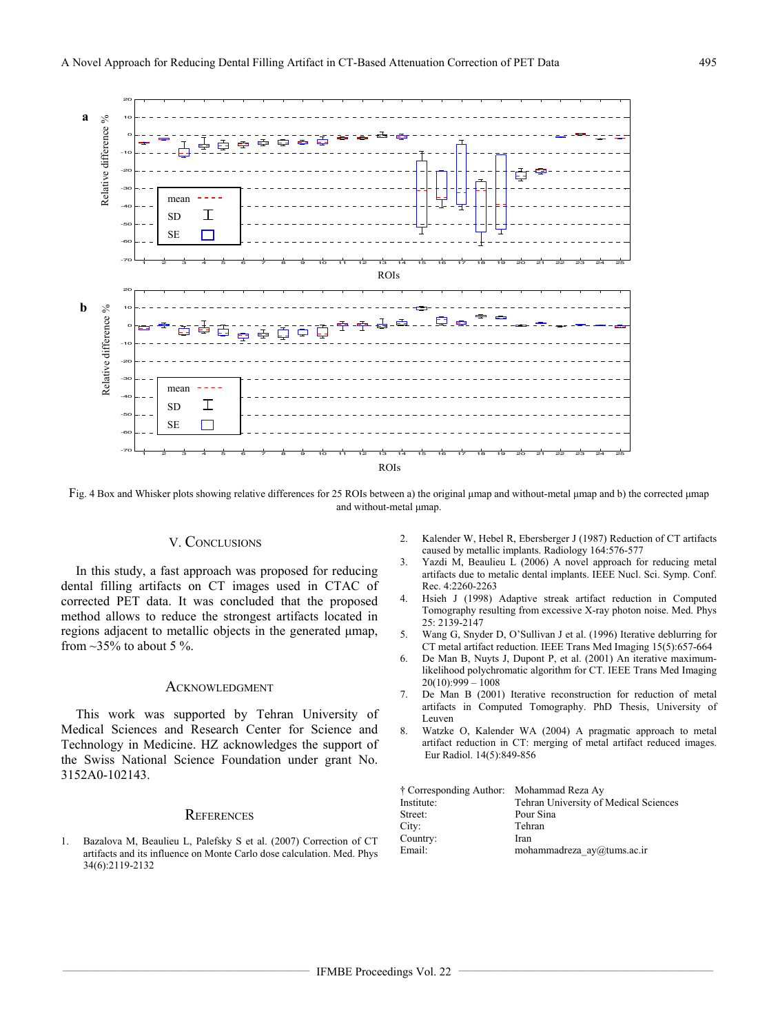a

Relative difference %

20
10
0
-10
-20
-30
-40
-50
-60
-70

mean
SD
SE

1 2 3 4 5 6 7 8 9 10 11 12 13 14 15 16 17 18 19 20 21 22 23 24 25

ROIs

b

Relative difference %

20
10
0
-10
-20
-30
-40
-50
-60
-70

mean
SD
SE

1 2 3 4 5 6 7 8 9 10 11 12 13 14 15 16 17 18 19 20 21 22 23 24 25

ROIs

Fig. 4 Box and Whisker plots showing relative differences for 25 ROIs between a) the original μmap and without-metal μmap and b) the corrected μmap and without-metal μmap.

## V. Conclusions

In this study, a fast approach was proposed for reducing dental filling artifacts on CT images used in CTAC of corrected PET data. It was concluded that the proposed method allows to reduce the strongest artifacts located in regions adjacent to metallic objects in the generated μmap, from ~35% to about 5 %.

## Acknowledgment

This work was supported by Tehran University of Medical Sciences and Research Center for Science and Technology in Medicine. HZ acknowledges the support of the Swiss National Science Foundation under grant No. 3152A0-102143.

## References

1. Bazalova M, Beaulieu L, Palefsky S et al. (2007) Correction of CT artifacts and its influence on Monte Carlo dose calculation. Med. Phys 34(6):2119-2132
2. Kalender W, Hebel R, Ebersberger J (1987) Reduction of CT artifacts caused by metallic implants. Radiology 164:576-577
3. Yazdi M, Beaulieu L (2006) A novel approach for reducing metal artifacts due to metalic dental implants. IEEE Nucl. Sci. Symp. Conf. Rec. 4:2260-2263
4. Hsieh J (1998) Adaptive streak artifact reduction in Computed Tomography resulting from excessive X-ray photon noise. Med. Phys 25: 2139-2147
5. Wang G, Snyder D, O'Sullivan J et al. (1996) Iterative deblurring for CT metal artifact reduction. IEEE Trans Med Imaging 15(5):657-664
6. De Man B, Nuyts J, Dupont P, et al. (2001) An iterative maximum-likelihood polychromatic algorithm for CT. IEEE Trans Med Imaging 20(10):999 – 1008
7. De Man B (2001) Iterative reconstruction for reduction of metal artifacts in Computed Tomography. PhD Thesis, University of Leuven
8. Watzke O, Kalender WA (2004) A pragmatic approach to metal artifact reduction in CT: merging of metal artifact reduced images. Eur Radiol. 14(5):849-856

† Corresponding Author: Mohammad Reza Ay
Institute: Tehran University of Medical Sciences
Street: Pour Sina
City: Tehran
Country: Iran
Email: mohammadreza_ay@tums.ac.ir